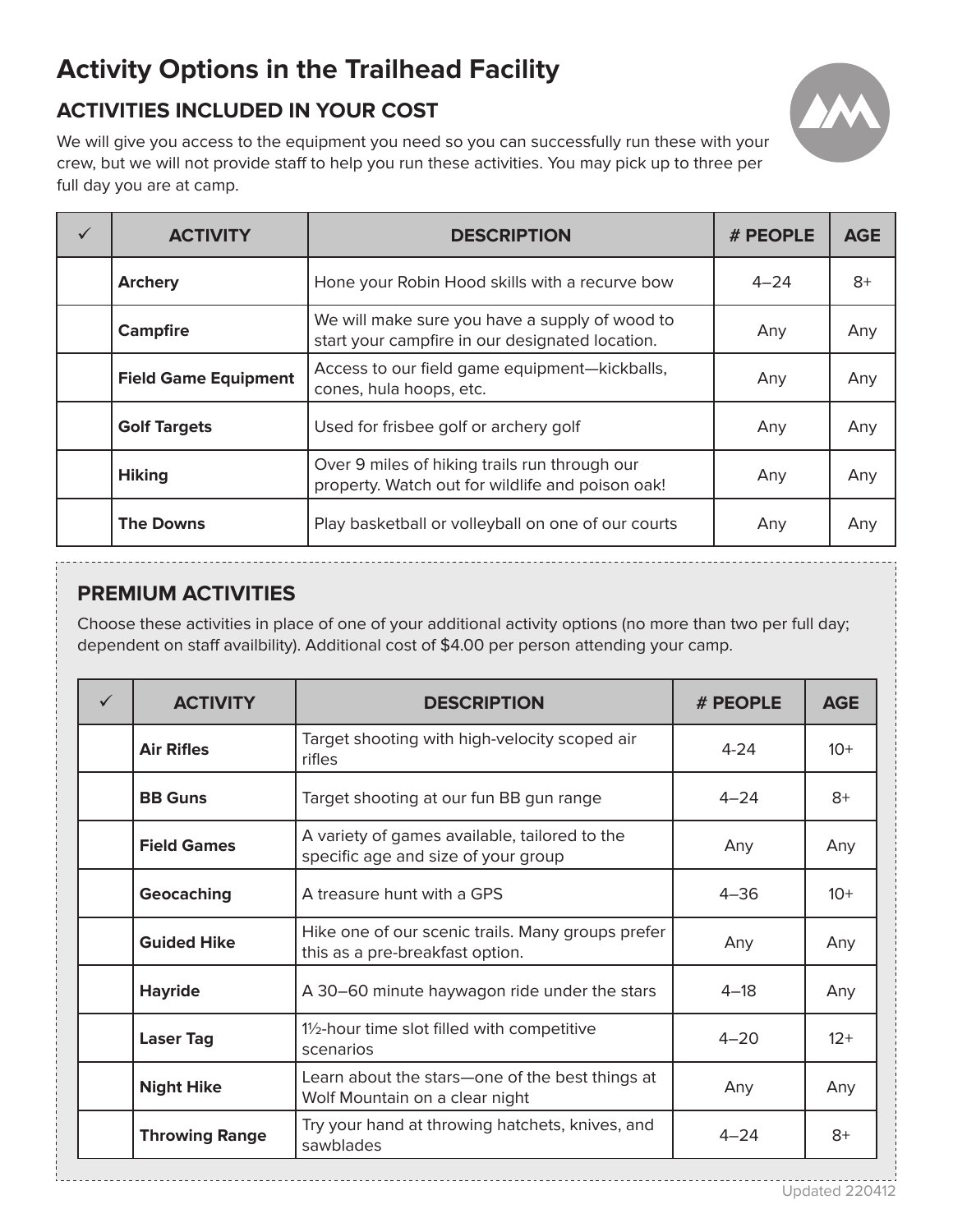# Activity Options in the Trailhead Facility

## ACTIVITIES INCLUDED IN YOUR COST

We will give you access to the equipment you need so you can successfully run these with your crew, but we will not provide staff to help you run these activities. You may pick up to three per full day you are at camp.

| ✓ | ACTIVITY | DESCRIPTION | # PEOPLE | AGE |
|---|---|---|---|---|
| | **Archery** | Hone your Robin Hood skills with a recurve bow | 4–24 | 8+ |
| | **Campfire** | We will make sure you have a supply of wood to start your campfire in our designated location. | Any | Any |
| | **Field Game Equipment** | Access to our field game equipment—kickballs, cones, hula hoops, etc. | Any | Any |
| | **Golf Targets** | Used for frisbee golf or archery golf | Any | Any |
| | **Hiking** | Over 9 miles of hiking trails run through our property. Watch out for wildlife and poison oak! | Any | Any |
| | **The Downs** | Play basketball or volleyball on one of our courts | Any | Any |

## PREMIUM ACTIVITIES

Choose these activities in place of one of your additional activity options (no more than two per full day; dependent on staff availbility). Additional cost of $4.00 per person attending your camp.

| ✓ | ACTIVITY | DESCRIPTION | # PEOPLE | AGE |
|---|---|---|---|---|
| | **Air Rifles** | Target shooting with high-velocity scoped air rifles | 4-24 | 10+ |
| | **BB Guns** | Target shooting at our fun BB gun range | 4–24 | 8+ |
| | **Field Games** | A variety of games available, tailored to the specific age and size of your group | Any | Any |
| | **Geocaching** | A treasure hunt with a GPS | 4–36 | 10+ |
| | **Guided Hike** | Hike one of our scenic trails. Many groups prefer this as a pre-breakfast option. | Any | Any |
| | **Hayride** | A 30–60 minute haywagon ride under the stars | 4–18 | Any |
| | **Laser Tag** | 1½-hour time slot filled with competitive scenarios | 4–20 | 12+ |
| | **Night Hike** | Learn about the stars—one of the best things at Wolf Mountain on a clear night | Any | Any |
| | **Throwing Range** | Try your hand at throwing hatchets, knives, and sawblades | 4–24 | 8+ |

Updated 220412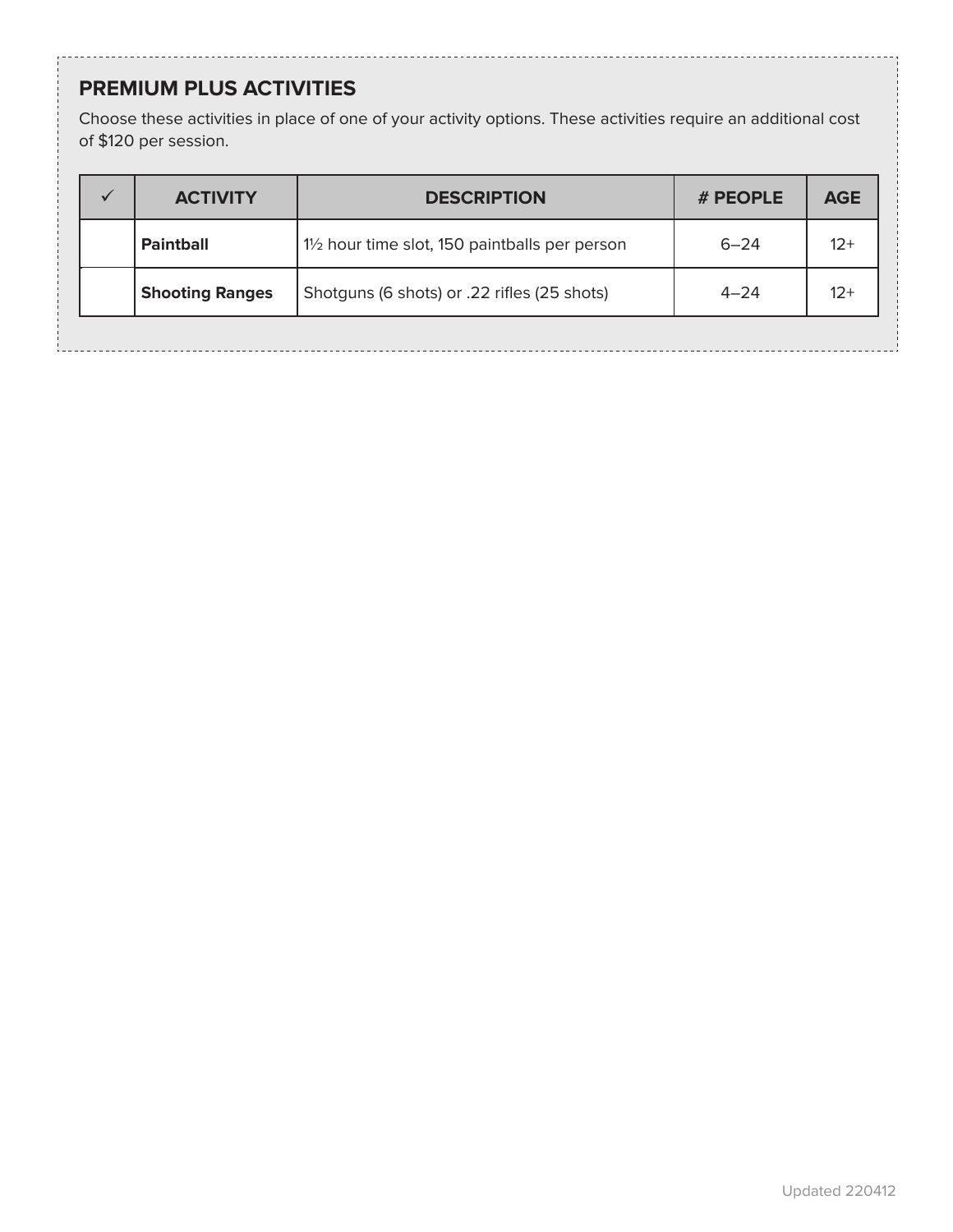## PREMIUM PLUS ACTIVITIES

Choose these activities in place of one of your activity options. These activities require an additional cost of $120 per session.

| ✓ | ACTIVITY | DESCRIPTION | # PEOPLE | AGE |
|---|---|---|---|---|
| | **Paintball** | 1½ hour time slot, 150 paintballs per person | 6–24 | 12+ |
| | **Shooting Ranges** | Shotguns (6 shots) or .22 rifles (25 shots) | 4–24 | 12+ |

Updated 220412